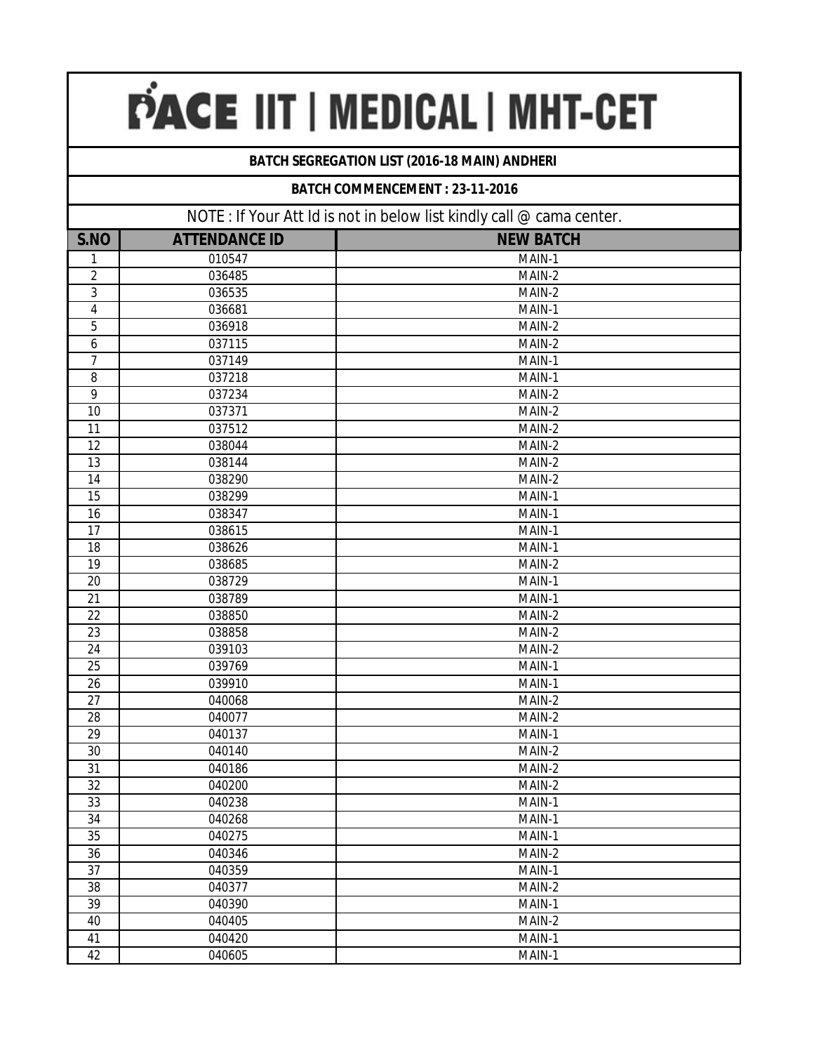# PACE IIT | MEDICAL | MHT-CET

**BATCH SEGREGATION LIST (2016-18 MAIN) ANDHERI**

**BATCH COMMENCEMENT : 23-11-2016**

NOTE : If Your Att Id is not in below list kindly call @ cama center.

| S.NO | ATTENDANCE ID | NEW BATCH |
|---|---|---|
| 1 | 010547 | MAIN-1 |
| 2 | 036485 | MAIN-2 |
| 3 | 036535 | MAIN-2 |
| 4 | 036681 | MAIN-1 |
| 5 | 036918 | MAIN-2 |
| 6 | 037115 | MAIN-2 |
| 7 | 037149 | MAIN-1 |
| 8 | 037218 | MAIN-1 |
| 9 | 037234 | MAIN-2 |
| 10 | 037371 | MAIN-2 |
| 11 | 037512 | MAIN-2 |
| 12 | 038044 | MAIN-2 |
| 13 | 038144 | MAIN-2 |
| 14 | 038290 | MAIN-2 |
| 15 | 038299 | MAIN-1 |
| 16 | 038347 | MAIN-1 |
| 17 | 038615 | MAIN-1 |
| 18 | 038626 | MAIN-1 |
| 19 | 038685 | MAIN-2 |
| 20 | 038729 | MAIN-1 |
| 21 | 038789 | MAIN-1 |
| 22 | 038850 | MAIN-2 |
| 23 | 038858 | MAIN-2 |
| 24 | 039103 | MAIN-2 |
| 25 | 039769 | MAIN-1 |
| 26 | 039910 | MAIN-1 |
| 27 | 040068 | MAIN-2 |
| 28 | 040077 | MAIN-2 |
| 29 | 040137 | MAIN-1 |
| 30 | 040140 | MAIN-2 |
| 31 | 040186 | MAIN-2 |
| 32 | 040200 | MAIN-2 |
| 33 | 040238 | MAIN-1 |
| 34 | 040268 | MAIN-1 |
| 35 | 040275 | MAIN-1 |
| 36 | 040346 | MAIN-2 |
| 37 | 040359 | MAIN-1 |
| 38 | 040377 | MAIN-2 |
| 39 | 040390 | MAIN-1 |
| 40 | 040405 | MAIN-2 |
| 41 | 040420 | MAIN-1 |
| 42 | 040605 | MAIN-1 |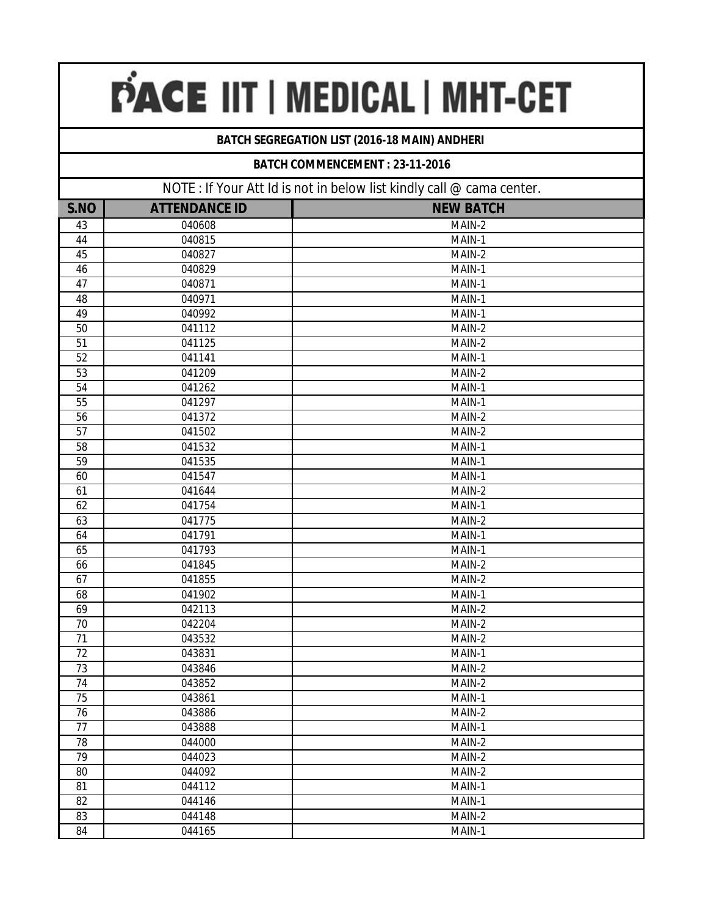# PACE IIT | MEDICAL | MHT-CET

**BATCH SEGREGATION LIST (2016-18 MAIN) ANDHERI**

**BATCH COMMENCEMENT : 23-11-2016**

NOTE : If Your Att Id is not in below list kindly call @ cama center.

| S.NO | ATTENDANCE ID | NEW BATCH |
|---|---|---|
| 43 | 040608 | MAIN-2 |
| 44 | 040815 | MAIN-1 |
| 45 | 040827 | MAIN-2 |
| 46 | 040829 | MAIN-1 |
| 47 | 040871 | MAIN-1 |
| 48 | 040971 | MAIN-1 |
| 49 | 040992 | MAIN-1 |
| 50 | 041112 | MAIN-2 |
| 51 | 041125 | MAIN-2 |
| 52 | 041141 | MAIN-1 |
| 53 | 041209 | MAIN-2 |
| 54 | 041262 | MAIN-1 |
| 55 | 041297 | MAIN-1 |
| 56 | 041372 | MAIN-2 |
| 57 | 041502 | MAIN-2 |
| 58 | 041532 | MAIN-1 |
| 59 | 041535 | MAIN-1 |
| 60 | 041547 | MAIN-1 |
| 61 | 041644 | MAIN-2 |
| 62 | 041754 | MAIN-1 |
| 63 | 041775 | MAIN-2 |
| 64 | 041791 | MAIN-1 |
| 65 | 041793 | MAIN-1 |
| 66 | 041845 | MAIN-2 |
| 67 | 041855 | MAIN-2 |
| 68 | 041902 | MAIN-1 |
| 69 | 042113 | MAIN-2 |
| 70 | 042204 | MAIN-2 |
| 71 | 043532 | MAIN-2 |
| 72 | 043831 | MAIN-1 |
| 73 | 043846 | MAIN-2 |
| 74 | 043852 | MAIN-2 |
| 75 | 043861 | MAIN-1 |
| 76 | 043886 | MAIN-2 |
| 77 | 043888 | MAIN-1 |
| 78 | 044000 | MAIN-2 |
| 79 | 044023 | MAIN-2 |
| 80 | 044092 | MAIN-2 |
| 81 | 044112 | MAIN-1 |
| 82 | 044146 | MAIN-1 |
| 83 | 044148 | MAIN-2 |
| 84 | 044165 | MAIN-1 |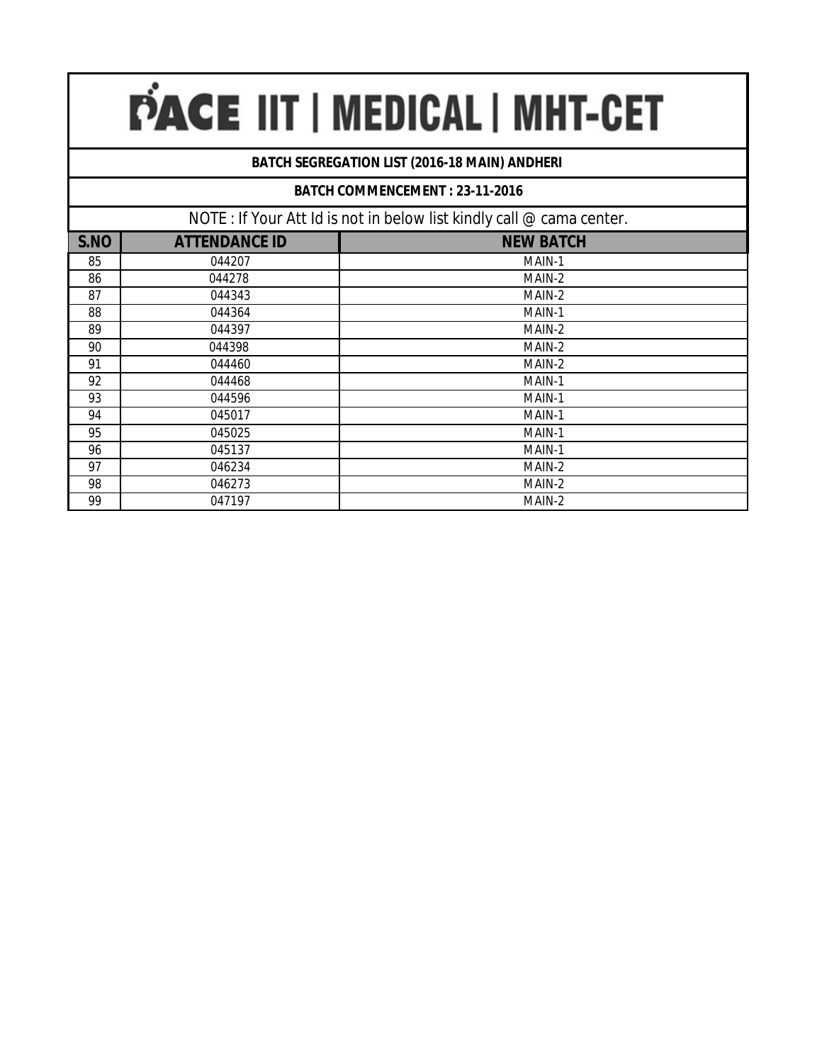# PACE IIT | MEDICAL | MHT-CET

**BATCH SEGREGATION LIST (2016-18 MAIN) ANDHERI**

**BATCH COMMENCEMENT : 23-11-2016**

NOTE : If Your Att Id is not in below list kindly call @ cama center.

| S.NO | ATTENDANCE ID | NEW BATCH |
|---|---|---|
| 85 | 044207 | MAIN-1 |
| 86 | 044278 | MAIN-2 |
| 87 | 044343 | MAIN-2 |
| 88 | 044364 | MAIN-1 |
| 89 | 044397 | MAIN-2 |
| 90 | 044398 | MAIN-2 |
| 91 | 044460 | MAIN-2 |
| 92 | 044468 | MAIN-1 |
| 93 | 044596 | MAIN-1 |
| 94 | 045017 | MAIN-1 |
| 95 | 045025 | MAIN-1 |
| 96 | 045137 | MAIN-1 |
| 97 | 046234 | MAIN-2 |
| 98 | 046273 | MAIN-2 |
| 99 | 047197 | MAIN-2 |